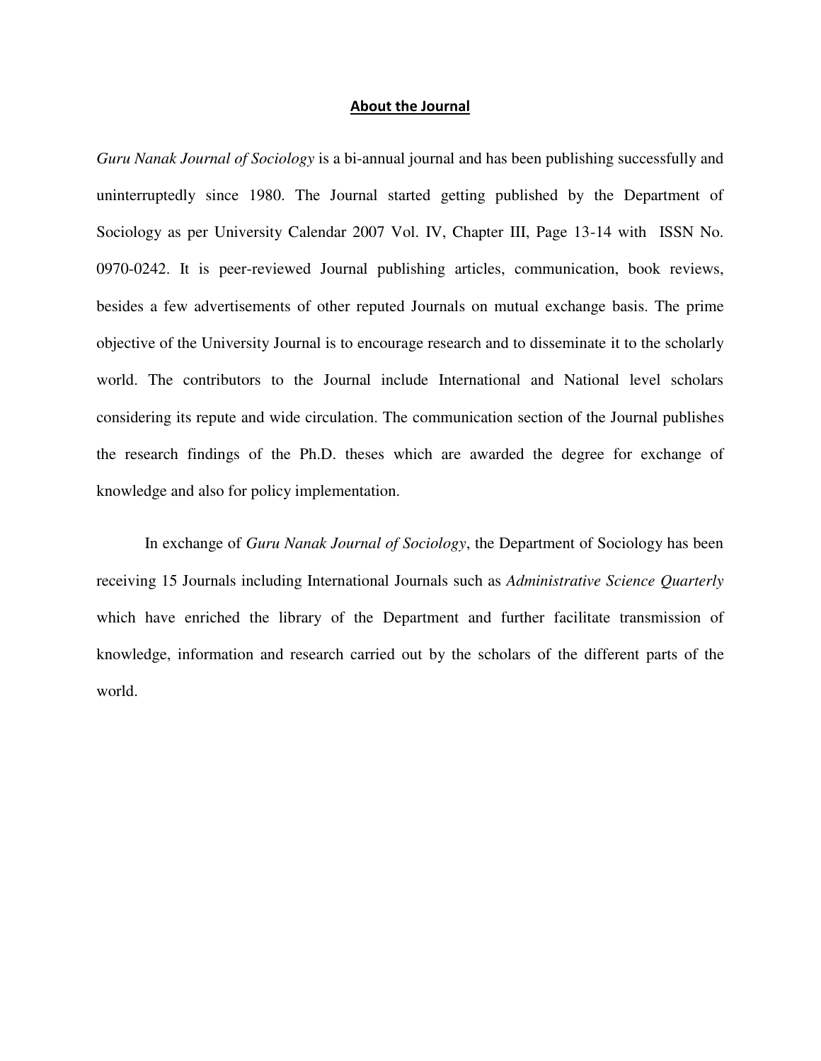# About the Journal

*Guru Nanak Journal of Sociology* is a bi-annual journal and has been publishing successfully and uninterruptedly since 1980. The Journal started getting published by the Department of Sociology as per University Calendar 2007 Vol. IV, Chapter III, Page 13-14 with ISSN No. 0970-0242. It is peer-reviewed Journal publishing articles, communication, book reviews, besides a few advertisements of other reputed Journals on mutual exchange basis. The prime objective of the University Journal is to encourage research and to disseminate it to the scholarly world. The contributors to the Journal include International and National level scholars considering its repute and wide circulation. The communication section of the Journal publishes the research findings of the Ph.D. theses which are awarded the degree for exchange of knowledge and also for policy implementation.

In exchange of *Guru Nanak Journal of Sociology*, the Department of Sociology has been receiving 15 Journals including International Journals such as *Administrative Science Quarterly* which have enriched the library of the Department and further facilitate transmission of knowledge, information and research carried out by the scholars of the different parts of the world.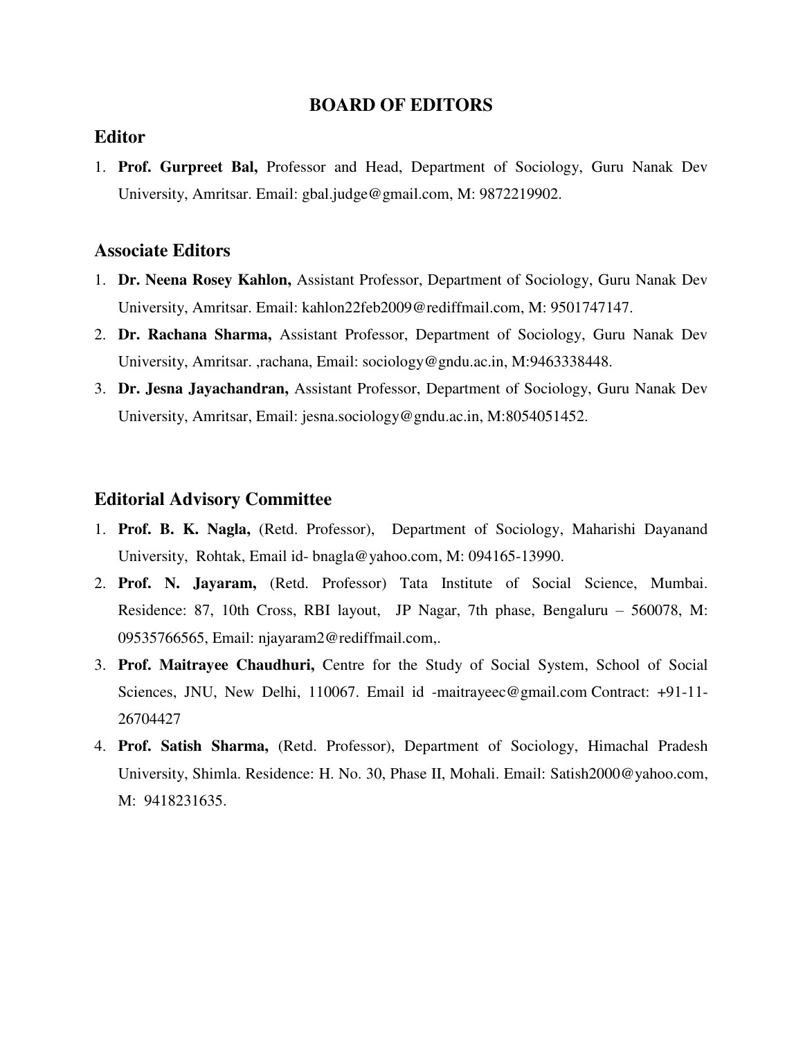# BOARD OF EDITORS

## Editor

1. **Prof. Gurpreet Bal,** Professor and Head, Department of Sociology, Guru Nanak Dev University, Amritsar. Email: gbal.judge@gmail.com, M: 9872219902.

## Associate Editors

1. **Dr. Neena Rosey Kahlon,** Assistant Professor, Department of Sociology, Guru Nanak Dev University, Amritsar. Email: kahlon22feb2009@rediffmail.com, M: 9501747147.
2. **Dr. Rachana Sharma,** Assistant Professor, Department of Sociology, Guru Nanak Dev University, Amritsar. ,rachana, Email: sociology@gndu.ac.in, M:9463338448.
3. **Dr. Jesna Jayachandran,** Assistant Professor, Department of Sociology, Guru Nanak Dev University, Amritsar, Email: jesna.sociology@gndu.ac.in, M:8054051452.

## Editorial Advisory Committee

1. **Prof. B. K. Nagla,** (Retd. Professor), Department of Sociology, Maharishi Dayanand University, Rohtak, Email id- bnagla@yahoo.com, M: 094165-13990.
2. **Prof. N. Jayaram,** (Retd. Professor) Tata Institute of Social Science, Mumbai. Residence: 87, 10th Cross, RBI layout, JP Nagar, 7th phase, Bengaluru – 560078, M: 09535766565, Email: njayaram2@rediffmail.com,.
3. **Prof. Maitrayee Chaudhuri,** Centre for the Study of Social System, School of Social Sciences, JNU, New Delhi, 110067. Email id -maitrayeec@gmail.com Contract: +91-11-26704427
4. **Prof. Satish Sharma,** (Retd. Professor), Department of Sociology, Himachal Pradesh University, Shimla. Residence: H. No. 30, Phase II, Mohali. Email: Satish2000@yahoo.com, M: 9418231635.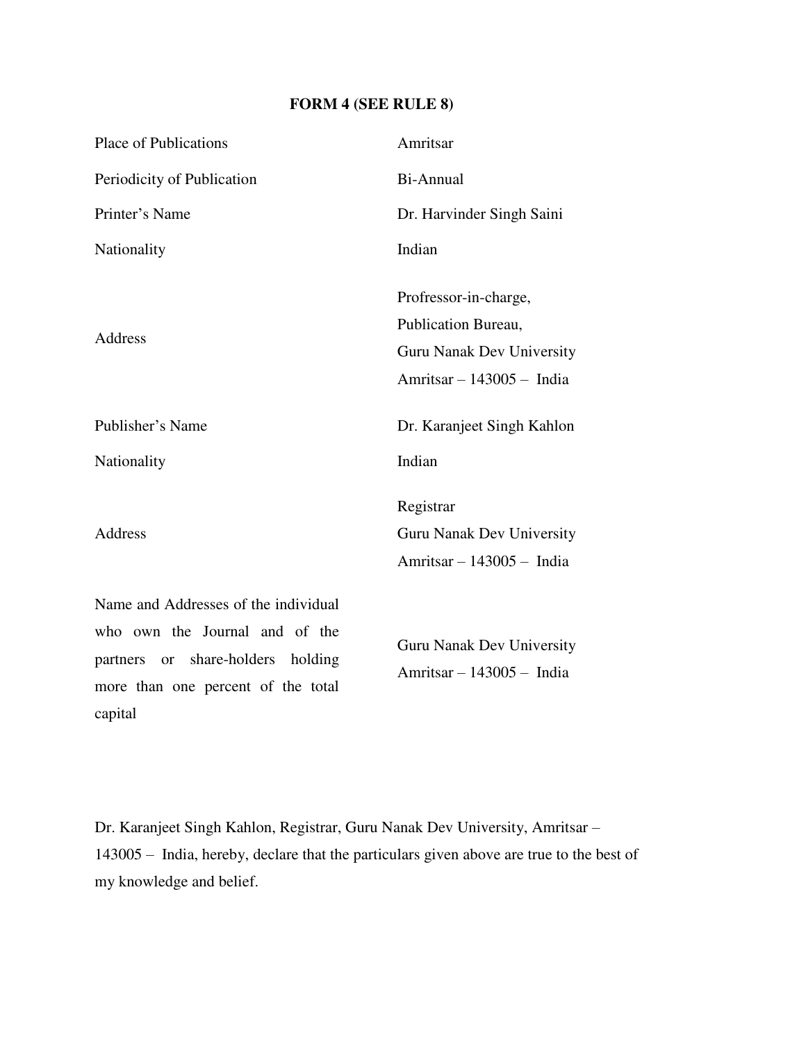# FORM 4 (SEE RULE 8)

| | |
|---|---|
| Place of Publications | Amritsar |
| Periodicity of Publication | Bi-Annual |
| Printer's Name | Dr. Harvinder Singh Saini |
| Nationality | Indian |
| Address | Profressor-in-charge,<br>Publication Bureau,<br>Guru Nanak Dev University<br>Amritsar – 143005 – India |
| Publisher's Name | Dr. Karanjeet Singh Kahlon |
| Nationality | Indian |
| Address | Registrar<br>Guru Nanak Dev University<br>Amritsar – 143005 – India |
| Name and Addresses of the individual who own the Journal and of the partners or share-holders holding more than one percent of the total capital | Guru Nanak Dev University<br>Amritsar – 143005 – India |

Dr. Karanjeet Singh Kahlon, Registrar, Guru Nanak Dev University, Amritsar – 143005 – India, hereby, declare that the particulars given above are true to the best of my knowledge and belief.